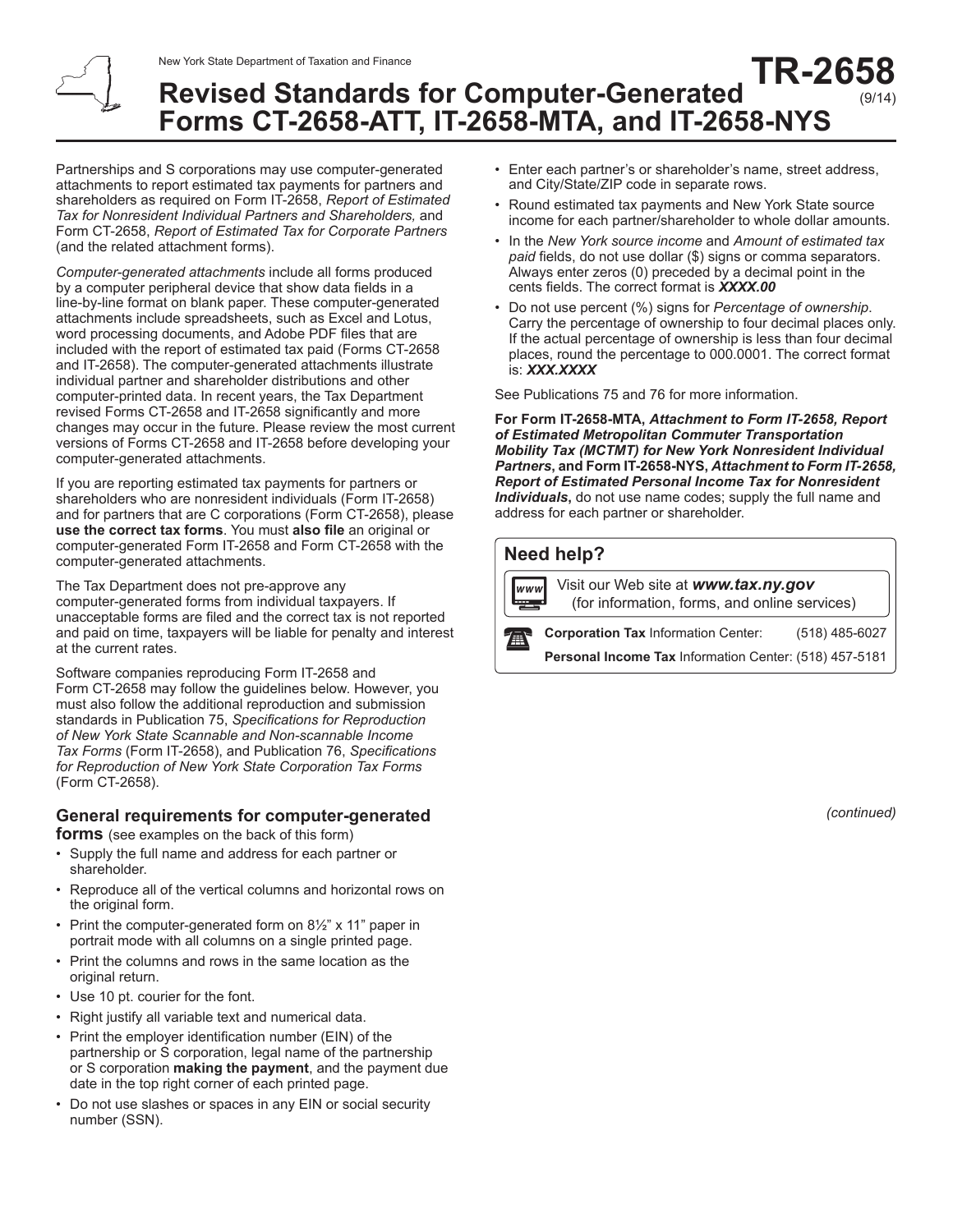New York State Department of Taxation and Finance

# Revised Standards for Computer-Generated Forms CT-2658-ATT, IT-2658-MTA, and IT-2658-NYS

**TR-2658** (9/14)

Partnerships and S corporations may use computer-generated attachments to report estimated tax payments for partners and shareholders as required on Form IT-2658, *Report of Estimated Tax for Nonresident Individual Partners and Shareholders,* and Form CT-2658, *Report of Estimated Tax for Corporate Partners* (and the related attachment forms).

*Computer-generated attachments* include all forms produced by a computer peripheral device that show data fields in a line-by-line format on blank paper. These computer-generated attachments include spreadsheets, such as Excel and Lotus, word processing documents, and Adobe PDF files that are included with the report of estimated tax paid (Forms CT-2658 and IT-2658). The computer-generated attachments illustrate individual partner and shareholder distributions and other computer-printed data. In recent years, the Tax Department revised Forms CT-2658 and IT-2658 significantly and more changes may occur in the future. Please review the most current versions of Forms CT-2658 and IT-2658 before developing your computer-generated attachments.

If you are reporting estimated tax payments for partners or shareholders who are nonresident individuals (Form IT-2658) and for partners that are C corporations (Form CT-2658), please **use the correct tax forms**. You must **also file** an original or computer-generated Form IT-2658 and Form CT-2658 with the computer-generated attachments.

The Tax Department does not pre-approve any computer-generated forms from individual taxpayers. If unacceptable forms are filed and the correct tax is not reported and paid on time, taxpayers will be liable for penalty and interest at the current rates.

Software companies reproducing Form IT-2658 and Form CT-2658 may follow the guidelines below. However, you must also follow the additional reproduction and submission standards in Publication 75, *Specifications for Reproduction of New York State Scannable and Non-scannable Income Tax Forms* (Form IT-2658), and Publication 76, *Specifications for Reproduction of New York State Corporation Tax Forms* (Form CT-2658).

## General requirements for computer-generated forms (see examples on the back of this form)

- Supply the full name and address for each partner or shareholder.
- Reproduce all of the vertical columns and horizontal rows on the original form.
- Print the computer-generated form on 8½" x 11" paper in portrait mode with all columns on a single printed page.
- Print the columns and rows in the same location as the original return.
- Use 10 pt. courier for the font.
- Right justify all variable text and numerical data.
- Print the employer identification number (EIN) of the partnership or S corporation, legal name of the partnership or S corporation **making the payment**, and the payment due date in the top right corner of each printed page.
- Do not use slashes or spaces in any EIN or social security number (SSN).
- Enter each partner's or shareholder's name, street address, and City/State/ZIP code in separate rows.
- Round estimated tax payments and New York State source income for each partner/shareholder to whole dollar amounts.
- In the *New York source income* and *Amount of estimated tax paid* fields, do not use dollar ($) signs or comma separators. Always enter zeros (0) preceded by a decimal point in the cents fields. The correct format is ***XXXX.00***
- Do not use percent (%) signs for *Percentage of ownership*. Carry the percentage of ownership to four decimal places only. If the actual percentage of ownership is less than four decimal places, round the percentage to 000.0001. The correct format is: ***XXX.XXXX***

See Publications 75 and 76 for more information.

**For Form IT-2658-MTA, *Attachment to Form IT-2658, Report of Estimated Metropolitan Commuter Transportation Mobility Tax (MCTMT) for New York Nonresident Individual Partners*, and Form IT-2658-NYS, *Attachment to Form IT-2658, Report of Estimated Personal Income Tax for Nonresident Individuals*,** do not use name codes; supply the full name and address for each partner or shareholder.

### Need help?

Visit our Web site at ***www.tax.ny.gov*** (for information, forms, and online services)

**Corporation Tax** Information Center: (518) 485-6027

**Personal Income Tax** Information Center: (518) 457-5181

*(continued)*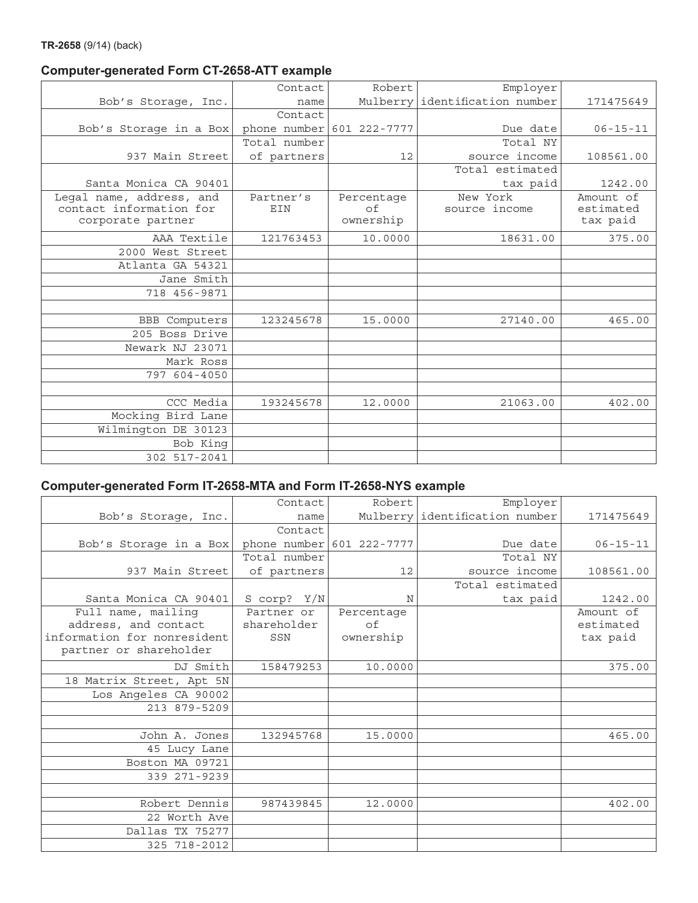**TR-2658** (9/14) (back)

## Computer-generated Form CT-2658-ATT example

| | | | | |
|---|---|---|---|---|
| Bob's Storage, Inc. | Contact name | Robert Mulberry | Employer identification number | 171475649 |
| Bob's Storage in a Box | Contact phone number | 601 222-7777 | Due date | 06-15-11 |
| 937 Main Street | Total number of partners | 12 | Total NY source income | 108561.00 |
| Santa Monica CA 90401 | | | Total estimated tax paid | 1242.00 |
| Legal name, address, and contact information for corporate partner | Partner's EIN | Percentage of ownership | New York source income | Amount of estimated tax paid |
| AAA Textile | 121763453 | 10.0000 | 18631.00 | 375.00 |
| 2000 West Street | | | | |
| Atlanta GA 54321 | | | | |
| Jane Smith | | | | |
| 718 456-9871 | | | | |
| | | | | |
| BBB Computers | 123245678 | 15.0000 | 27140.00 | 465.00 |
| 205 Boss Drive | | | | |
| Newark NJ 23071 | | | | |
| Mark Ross | | | | |
| 797 604-4050 | | | | |
| | | | | |
| CCC Media | 193245678 | 12.0000 | 21063.00 | 402.00 |
| Mocking Bird Lane | | | | |
| Wilmington DE 30123 | | | | |
| Bob King | | | | |
| 302 517-2041 | | | | |

## Computer-generated Form IT-2658-MTA and Form IT-2658-NYS example

| | | | | |
|---|---|---|---|---|
| Bob's Storage, Inc. | Contact name | Robert Mulberry | Employer identification number | 171475649 |
| Bob's Storage in a Box | Contact phone number | 601 222-7777 | Due date | 06-15-11 |
| 937 Main Street | Total number of partners | 12 | Total NY source income | 108561.00 |
| Santa Monica CA 90401 | S corp? Y/N | N | Total estimated tax paid | 1242.00 |
| Full name, mailing address, and contact information for nonresident partner or shareholder | Partner or shareholder SSN | Percentage of ownership | | Amount of estimated tax paid |
| DJ Smith | 158479253 | 10.0000 | | 375.00 |
| 18 Matrix Street, Apt 5N | | | | |
| Los Angeles CA 90002 | | | | |
| 213 879-5209 | | | | |
| | | | | |
| John A. Jones | 132945768 | 15.0000 | | 465.00 |
| 45 Lucy Lane | | | | |
| Boston MA 09721 | | | | |
| 339 271-9239 | | | | |
| | | | | |
| Robert Dennis | 987439845 | 12.0000 | | 402.00 |
| 22 Worth Ave | | | | |
| Dallas TX 75277 | | | | |
| 325 718-2012 | | | | |